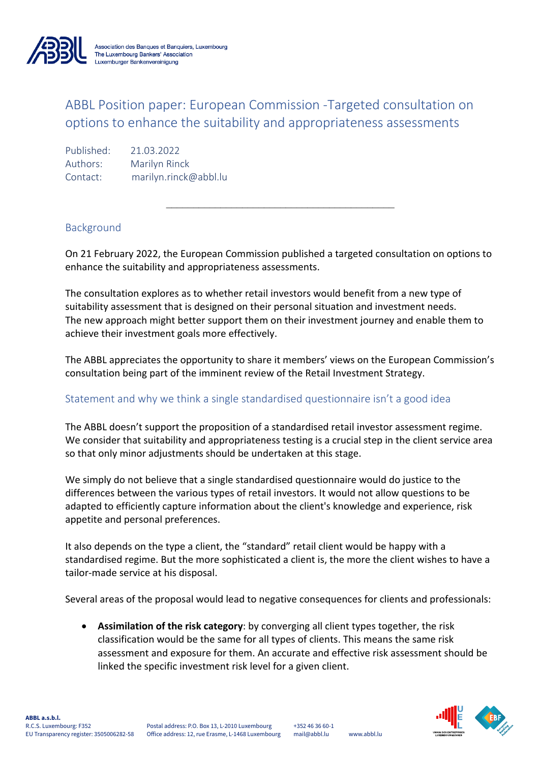Association des Banques et Banquiers, Luxembourg
The Luxembourg Bankers' Association
Luxemburger Bankenvereinigung

# ABBL Position paper: European Commission -Targeted consultation on options to enhance the suitability and appropriateness assessments

Published: 21.03.2022
Authors: Marilyn Rinck
Contact: marilyn.rinck@abbl.lu

---

## Background

On 21 February 2022, the European Commission published a targeted consultation on options to enhance the suitability and appropriateness assessments.

The consultation explores as to whether retail investors would benefit from a new type of suitability assessment that is designed on their personal situation and investment needs. The new approach might better support them on their investment journey and enable them to achieve their investment goals more effectively.

The ABBL appreciates the opportunity to share it members' views on the European Commission's consultation being part of the imminent review of the Retail Investment Strategy.

## Statement and why we think a single standardised questionnaire isn't a good idea

The ABBL doesn't support the proposition of a standardised retail investor assessment regime. We consider that suitability and appropriateness testing is a crucial step in the client service area so that only minor adjustments should be undertaken at this stage.

We simply do not believe that a single standardised questionnaire would do justice to the differences between the various types of retail investors. It would not allow questions to be adapted to efficiently capture information about the client's knowledge and experience, risk appetite and personal preferences.

It also depends on the type a client, the "standard" retail client would be happy with a standardised regime. But the more sophisticated a client is, the more the client wishes to have a tailor-made service at his disposal.

Several areas of the proposal would lead to negative consequences for clients and professionals:

- **Assimilation of the risk category**: by converging all client types together, the risk classification would be the same for all types of clients. This means the same risk assessment and exposure for them. An accurate and effective risk assessment should be linked the specific investment risk level for a given client.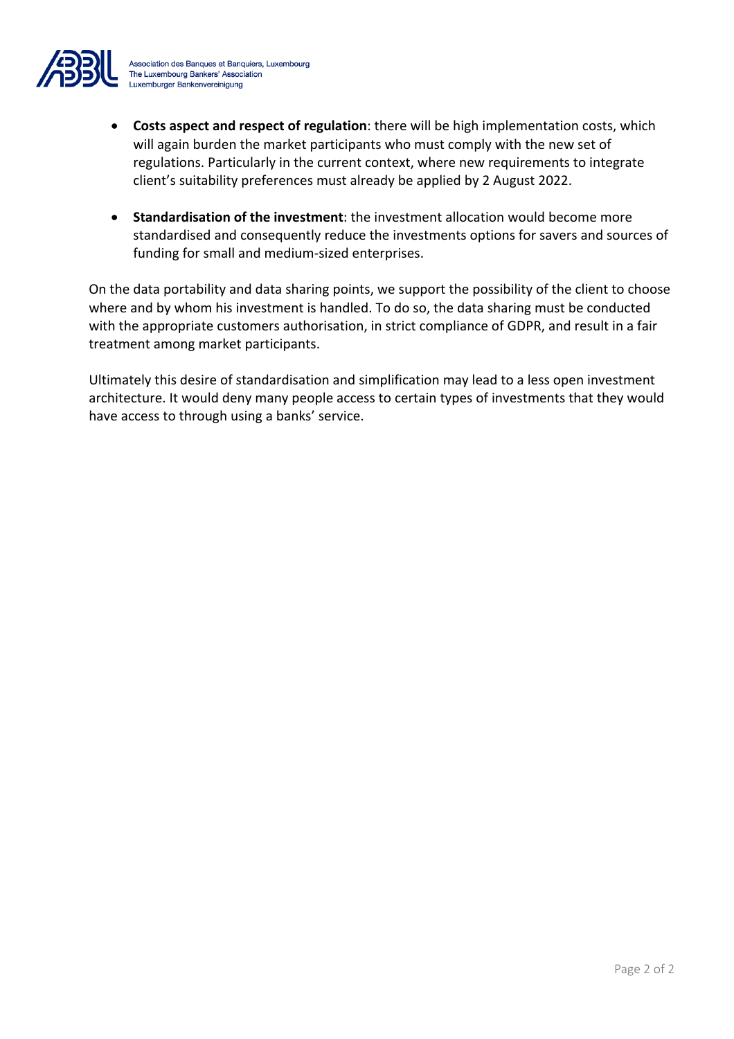- **Costs aspect and respect of regulation**: there will be high implementation costs, which will again burden the market participants who must comply with the new set of regulations. Particularly in the current context, where new requirements to integrate client's suitability preferences must already be applied by 2 August 2022.

- **Standardisation of the investment**: the investment allocation would become more standardised and consequently reduce the investments options for savers and sources of funding for small and medium-sized enterprises.

On the data portability and data sharing points, we support the possibility of the client to choose where and by whom his investment is handled. To do so, the data sharing must be conducted with the appropriate customers authorisation, in strict compliance of GDPR, and result in a fair treatment among market participants.

Ultimately this desire of standardisation and simplification may lead to a less open investment architecture. It would deny many people access to certain types of investments that they would have access to through using a banks' service.